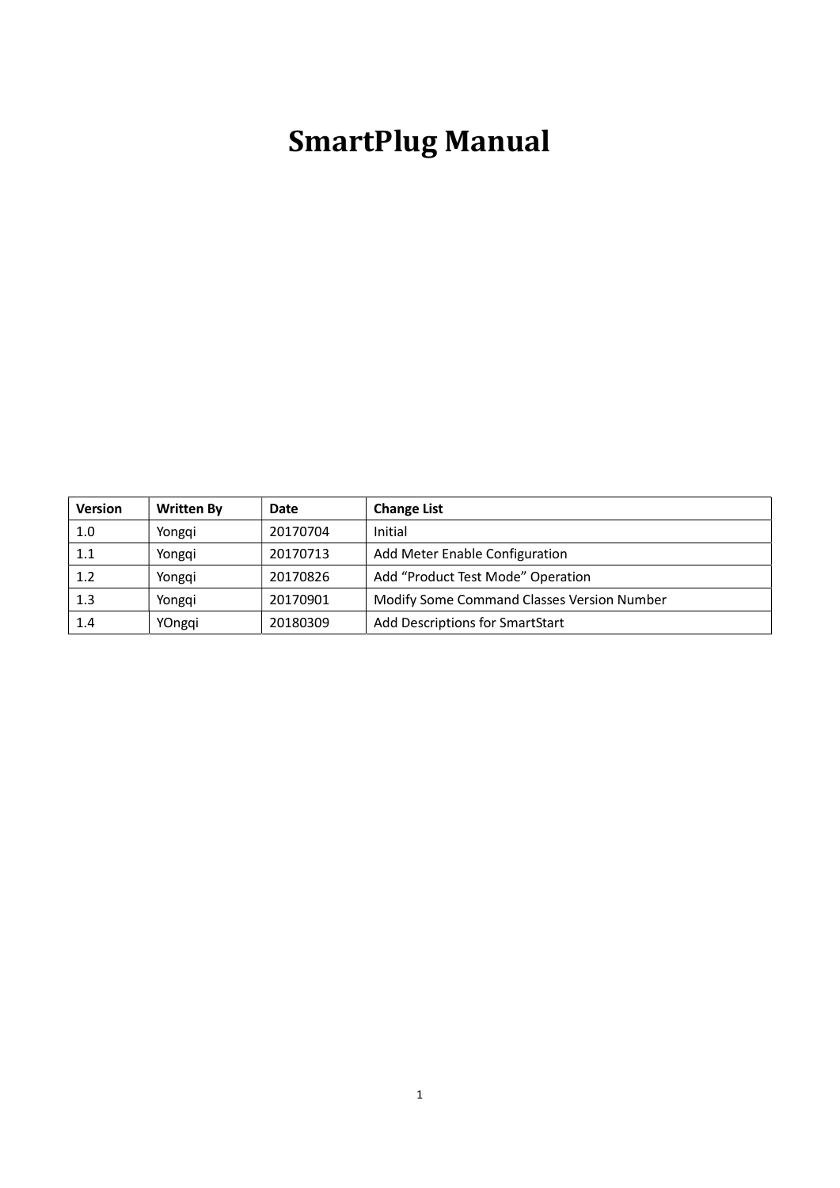# SmartPlug Manual

| Version | Written By | Date | Change List |
| --- | --- | --- | --- |
| 1.0 | Yongqi | 20170704 | Initial |
| 1.1 | Yongqi | 20170713 | Add Meter Enable Configuration |
| 1.2 | Yongqi | 20170826 | Add “Product Test Mode” Operation |
| 1.3 | Yongqi | 20170901 | Modify Some Command Classes Version Number |
| 1.4 | YOngqi | 20180309 | Add Descriptions for SmartStart |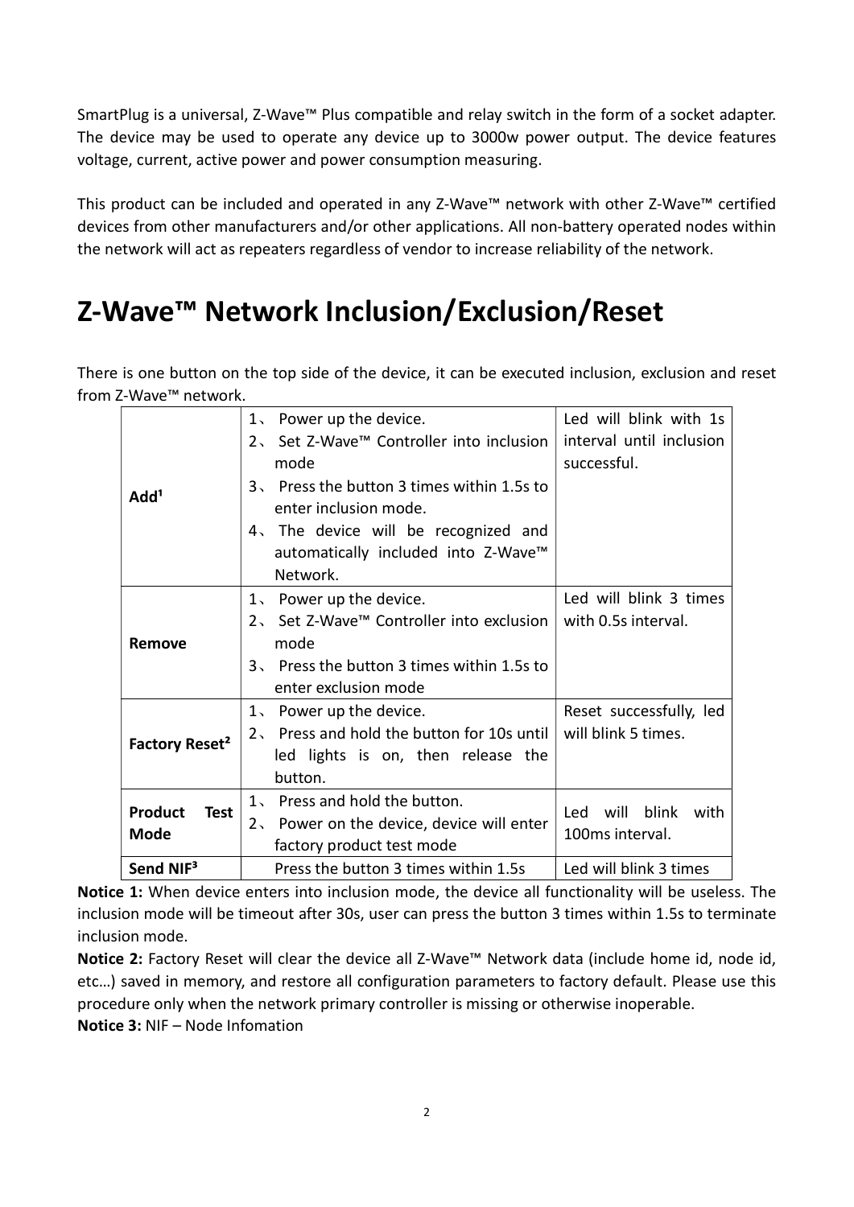SmartPlug is a universal, Z-Wave™ Plus compatible and relay switch in the form of a socket adapter. The device may be used to operate any device up to 3000w power output. The device features voltage, current, active power and power consumption measuring.

This product can be included and operated in any Z-Wave™ network with other Z-Wave™ certified devices from other manufacturers and/or other applications. All non-battery operated nodes within the network will act as repeaters regardless of vendor to increase reliability of the network.

# Z-Wave™ Network Inclusion/Exclusion/Reset

There is one button on the top side of the device, it can be executed inclusion, exclusion and reset from Z-Wave™ network.

| | | |
|---|---|---|
| **Add[1]** | 1、 Power up the device.<br>2、 Set Z-Wave™ Controller into inclusion mode<br>3、 Press the button 3 times within 1.5s to enter inclusion mode.<br>4、 The device will be recognized and automatically included into Z-Wave™ Network. | Led will blink with 1s interval until inclusion successful. |
| **Remove** | 1、 Power up the device.<br>2、 Set Z-Wave™ Controller into exclusion mode<br>3、 Press the button 3 times within 1.5s to enter exclusion mode | Led will blink 3 times with 0.5s interval. |
| **Factory Reset[2]** | 1、 Power up the device.<br>2、 Press and hold the button for 10s until led lights is on, then release the button. | Reset successfully, led will blink 5 times. |
| **Product Test Mode** | 1、 Press and hold the button.<br>2、 Power on the device, device will enter factory product test mode | Led will blink with 100ms interval. |
| **Send NIF[3]** | Press the button 3 times within 1.5s | Led will blink 3 times |

**Notice 1:** When device enters into inclusion mode, the device all functionality will be useless. The inclusion mode will be timeout after 30s, user can press the button 3 times within 1.5s to terminate inclusion mode.

**Notice 2:** Factory Reset will clear the device all Z-Wave™ Network data (include home id, node id, etc…) saved in memory, and restore all configuration parameters to factory default. Please use this procedure only when the network primary controller is missing or otherwise inoperable.

**Notice 3:** NIF – Node Infomation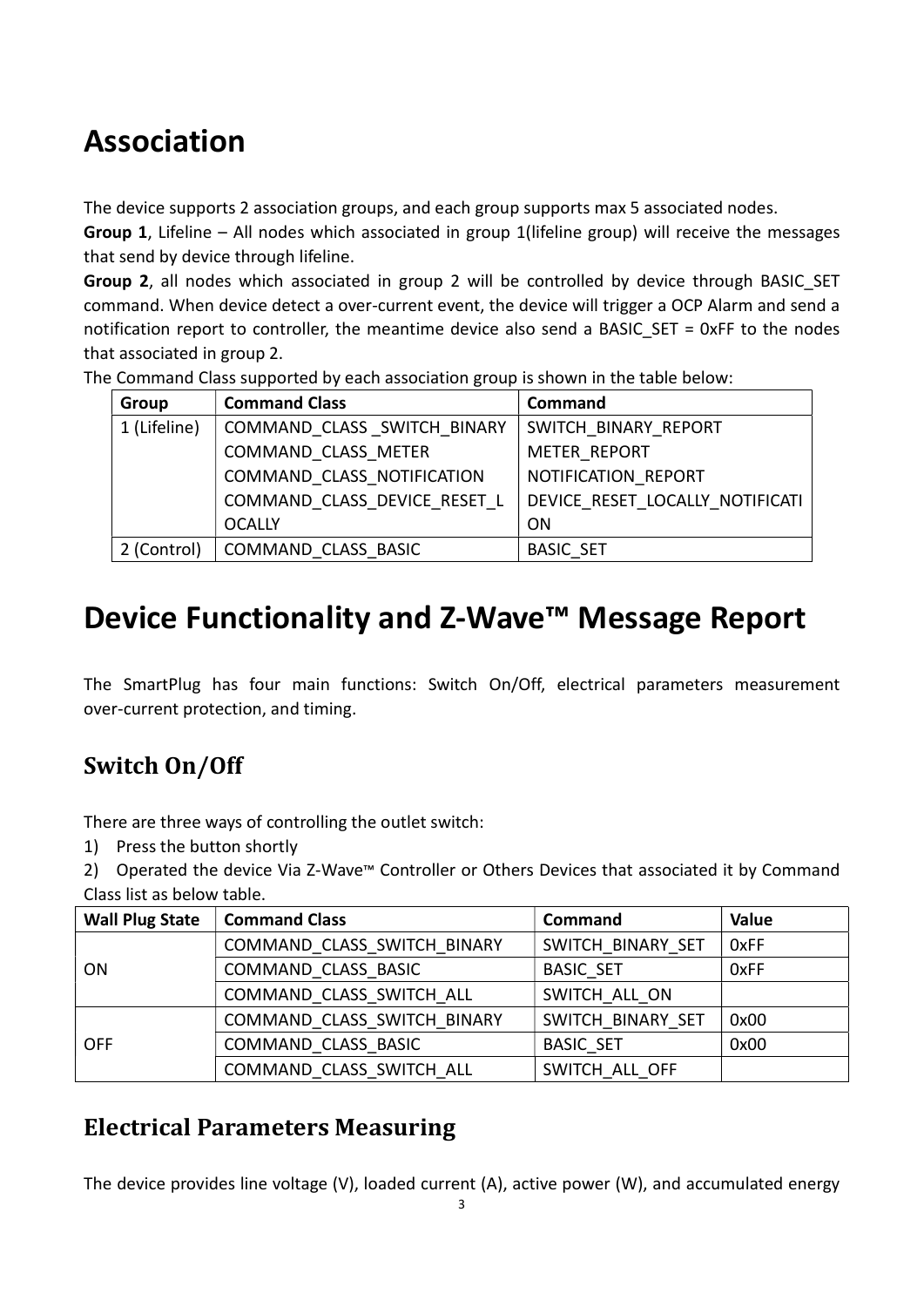# Association

The device supports 2 association groups, and each group supports max 5 associated nodes.

**Group 1**, Lifeline – All nodes which associated in group 1(lifeline group) will receive the messages that send by device through lifeline.

**Group 2**, all nodes which associated in group 2 will be controlled by device through BASIC_SET command. When device detect a over-current event, the device will trigger a OCP Alarm and send a notification report to controller, the meantime device also send a BASIC_SET = 0xFF to the nodes that associated in group 2.

The Command Class supported by each association group is shown in the table below:

| Group | Command Class | Command |
|---|---|---|
| 1 (Lifeline) | COMMAND_CLASS _SWITCH_BINARY | SWITCH_BINARY_REPORT |
| | COMMAND_CLASS_METER | METER_REPORT |
| | COMMAND_CLASS_NOTIFICATION | NOTIFICATION_REPORT |
| | COMMAND_CLASS_DEVICE_RESET_LOCALLY | DEVICE_RESET_LOCALLY_NOTIFICATION |
| 2 (Control) | COMMAND_CLASS_BASIC | BASIC_SET |

# Device Functionality and Z-Wave™ Message Report

The SmartPlug has four main functions: Switch On/Off, electrical parameters measurement over-current protection, and timing.

## Switch On/Off

There are three ways of controlling the outlet switch:

1) Press the button shortly
2) Operated the device Via Z-Wave™ Controller or Others Devices that associated it by Command Class list as below table.

| Wall Plug State | Command Class | Command | Value |
|---|---|---|---|
| ON | COMMAND_CLASS_SWITCH_BINARY | SWITCH_BINARY_SET | 0xFF |
| | COMMAND_CLASS_BASIC | BASIC_SET | 0xFF |
| | COMMAND_CLASS_SWITCH_ALL | SWITCH_ALL_ON | |
| OFF | COMMAND_CLASS_SWITCH_BINARY | SWITCH_BINARY_SET | 0x00 |
| | COMMAND_CLASS_BASIC | BASIC_SET | 0x00 |
| | COMMAND_CLASS_SWITCH_ALL | SWITCH_ALL_OFF | |

## Electrical Parameters Measuring

The device provides line voltage (V), loaded current (A), active power (W), and accumulated energy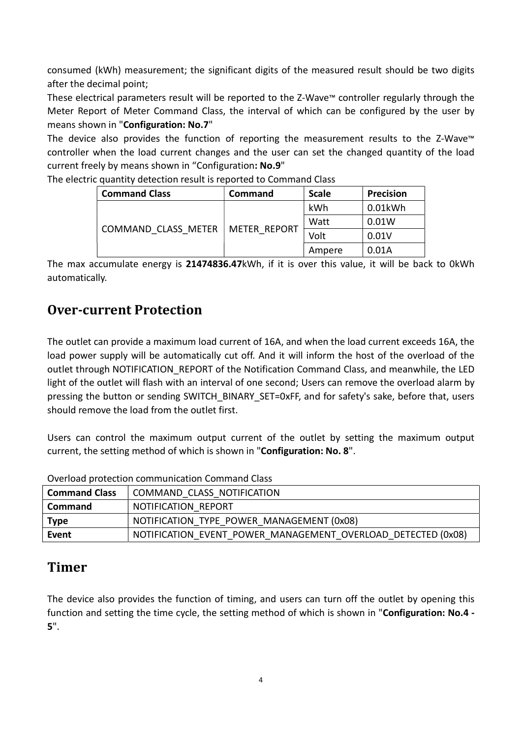consumed (kWh) measurement; the significant digits of the measured result should be two digits after the decimal point;

These electrical parameters result will be reported to the Z-Wave™ controller regularly through the Meter Report of Meter Command Class, the interval of which can be configured by the user by means shown in "**Configuration: No.7**"

The device also provides the function of reporting the measurement results to the Z-Wave™ controller when the load current changes and the user can set the changed quantity of the load current freely by means shown in "Configuration**: No.9**"

The electric quantity detection result is reported to Command Class

| Command Class | Command | Scale | Precision |
|---|---|---|---|
| COMMAND_CLASS_METER | METER_REPORT | kWh | 0.01kWh |
| | | Watt | 0.01W |
| | | Volt | 0.01V |
| | | Ampere | 0.01A |

The max accumulate energy is **21474836.47**kWh, if it is over this value, it will be back to 0kWh automatically.

## Over-current Protection

The outlet can provide a maximum load current of 16A, and when the load current exceeds 16A, the load power supply will be automatically cut off. And it will inform the host of the overload of the outlet through NOTIFICATION_REPORT of the Notification Command Class, and meanwhile, the LED light of the outlet will flash with an interval of one second; Users can remove the overload alarm by pressing the button or sending SWITCH_BINARY_SET=0xFF, and for safety's sake, before that, users should remove the load from the outlet first.

Users can control the maximum output current of the outlet by setting the maximum output current, the setting method of which is shown in "**Configuration: No. 8**".

Overload protection communication Command Class

| **Command Class** | COMMAND_CLASS_NOTIFICATION |
|---|---|
| **Command** | NOTIFICATION_REPORT |
| **Type** | NOTIFICATION_TYPE_POWER_MANAGEMENT (0x08) |
| **Event** | NOTIFICATION_EVENT_POWER_MANAGEMENT_OVERLOAD_DETECTED (0x08) |

## Timer

The device also provides the function of timing, and users can turn off the outlet by opening this function and setting the time cycle, the setting method of which is shown in "**Configuration: No.4 - 5**".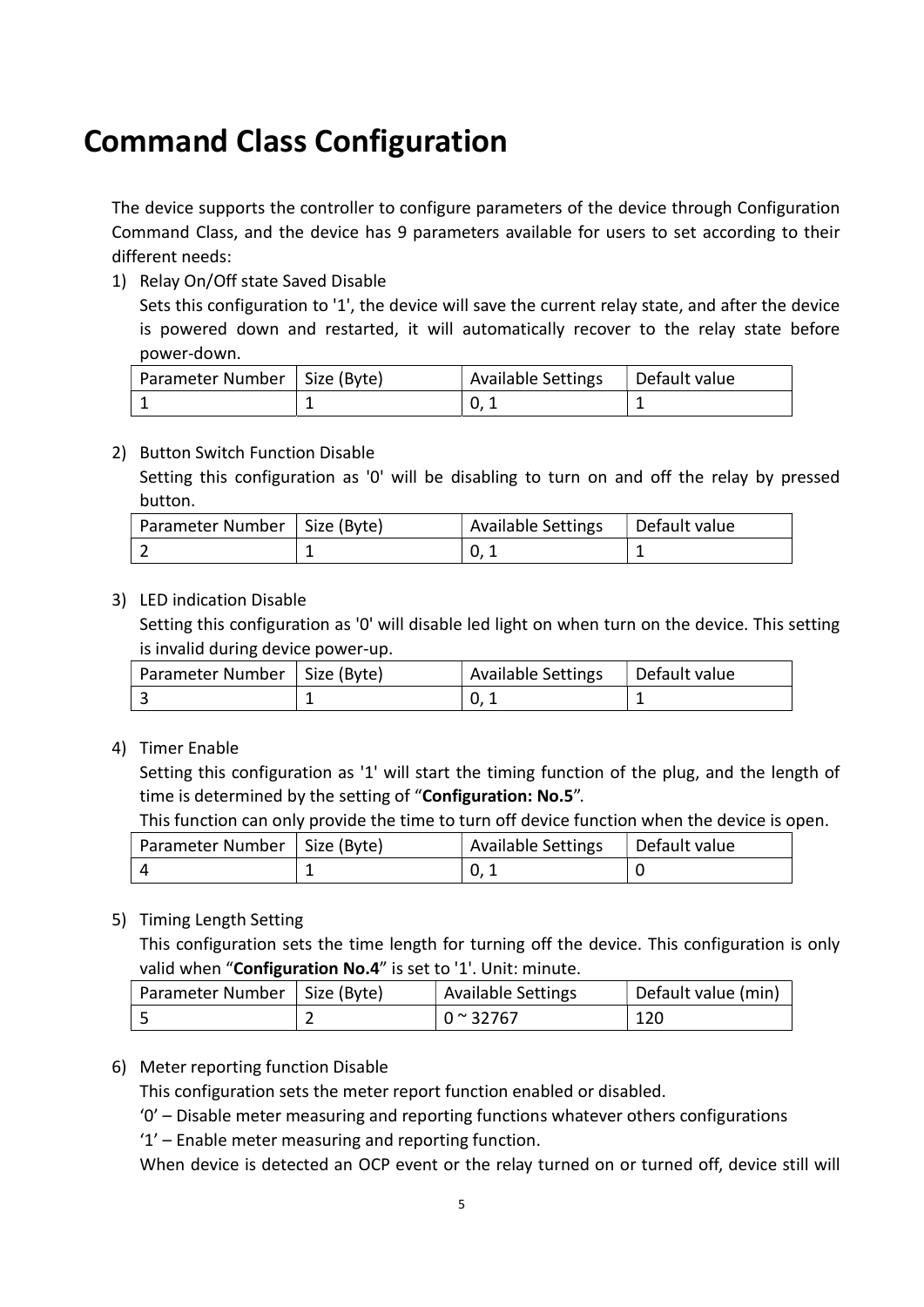# Command Class Configuration

The device supports the controller to configure parameters of the device through Configuration Command Class, and the device has 9 parameters available for users to set according to their different needs:

1) Relay On/Off state Saved Disable

   Sets this configuration to '1', the device will save the current relay state, and after the device is powered down and restarted, it will automatically recover to the relay state before power-down.

| Parameter Number | Size (Byte) | Available Settings | Default value |
|---|---|---|---|
| 1 | 1 | 0, 1 | 1 |

2) Button Switch Function Disable

   Setting this configuration as '0' will be disabling to turn on and off the relay by pressed button.

| Parameter Number | Size (Byte) | Available Settings | Default value |
|---|---|---|---|
| 2 | 1 | 0, 1 | 1 |

3) LED indication Disable

   Setting this configuration as '0' will disable led light on when turn on the device. This setting is invalid during device power-up.

| Parameter Number | Size (Byte) | Available Settings | Default value |
|---|---|---|---|
| 3 | 1 | 0, 1 | 1 |

4) Timer Enable

   Setting this configuration as '1' will start the timing function of the plug, and the length of time is determined by the setting of "**Configuration: No.5**".

   This function can only provide the time to turn off device function when the device is open.

| Parameter Number | Size (Byte) | Available Settings | Default value |
|---|---|---|---|
| 4 | 1 | 0, 1 | 0 |

5) Timing Length Setting

   This configuration sets the time length for turning off the device. This configuration is only valid when "**Configuration No.4**" is set to '1'. Unit: minute.

| Parameter Number | Size (Byte) | Available Settings | Default value (min) |
|---|---|---|---|
| 5 | 2 | 0 ~ 32767 | 120 |

6) Meter reporting function Disable

   This configuration sets the meter report function enabled or disabled.

   '0' – Disable meter measuring and reporting functions whatever others configurations

   '1' – Enable meter measuring and reporting function.

   When device is detected an OCP event or the relay turned on or turned off, device still will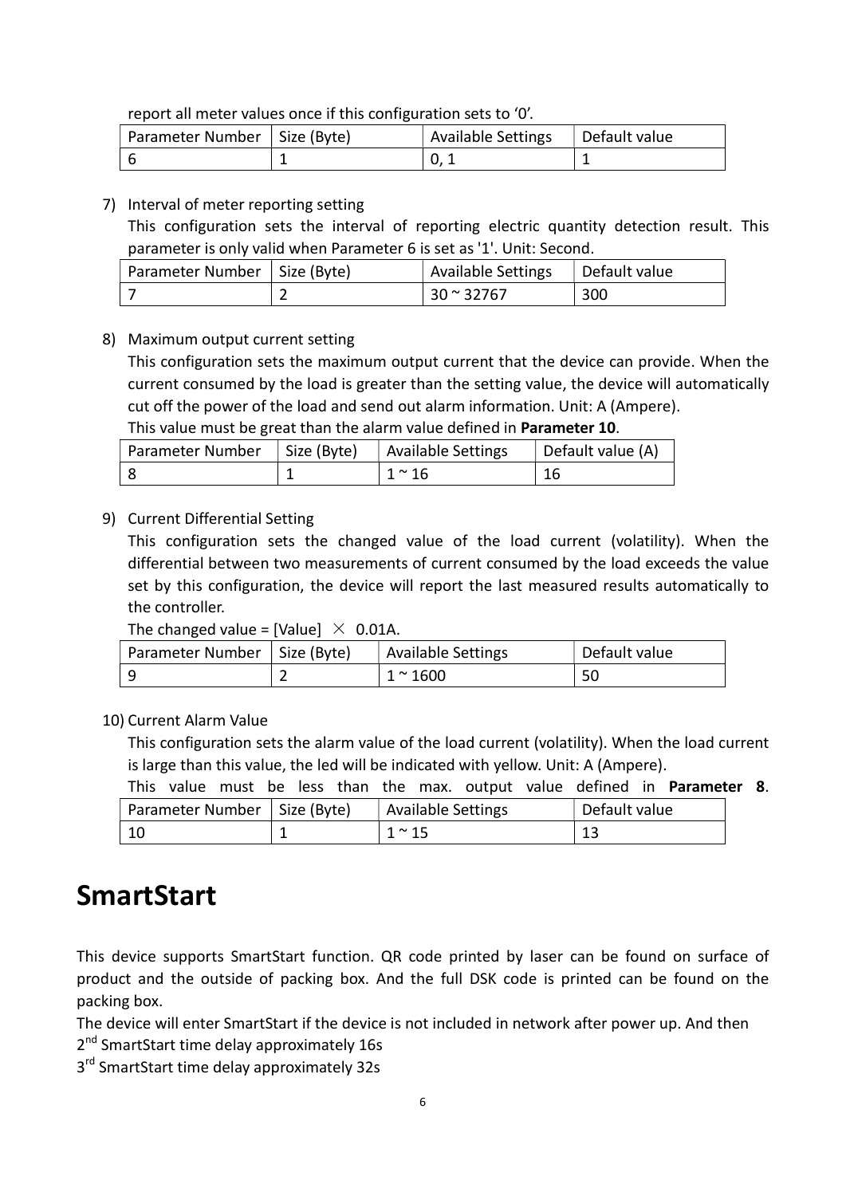report all meter values once if this configuration sets to '0'.

| Parameter Number | Size (Byte) | Available Settings | Default value |
| --- | --- | --- | --- |
| 6 | 1 | 0, 1 | 1 |

7) Interval of meter reporting setting

   This configuration sets the interval of reporting electric quantity detection result. This parameter is only valid when Parameter 6 is set as '1'. Unit: Second.

| Parameter Number | Size (Byte) | Available Settings | Default value |
| --- | --- | --- | --- |
| 7 | 2 | 30 ~ 32767 | 300 |

8) Maximum output current setting

   This configuration sets the maximum output current that the device can provide. When the current consumed by the load is greater than the setting value, the device will automatically cut off the power of the load and send out alarm information. Unit: A (Ampere).

   This value must be great than the alarm value defined in **Parameter 10**.

| Parameter Number | Size (Byte) | Available Settings | Default value (A) |
| --- | --- | --- | --- |
| 8 | 1 | 1 ~ 16 | 16 |

9) Current Differential Setting

   This configuration sets the changed value of the load current (volatility). When the differential between two measurements of current consumed by the load exceeds the value set by this configuration, the device will report the last measured results automatically to the controller.

   The changed value = [Value] $\times$ 0.01A.

| Parameter Number | Size (Byte) | Available Settings | Default value |
| --- | --- | --- | --- |
| 9 | 2 | 1 ~ 1600 | 50 |

10) Current Alarm Value

   This configuration sets the alarm value of the load current (volatility). When the load current is large than this value, the led will be indicated with yellow. Unit: A (Ampere).

   This value must be less than the max. output value defined in **Parameter 8**.

| Parameter Number | Size (Byte) | Available Settings | Default value |
| --- | --- | --- | --- |
| 10 | 1 | 1 ~ 15 | 13 |

# SmartStart

This device supports SmartStart function. QR code printed by laser can be found on surface of product and the outside of packing box. And the full DSK code is printed can be found on the packing box.

The device will enter SmartStart if the device is not included in network after power up. And then

2nd SmartStart time delay approximately 16s

3rd SmartStart time delay approximately 32s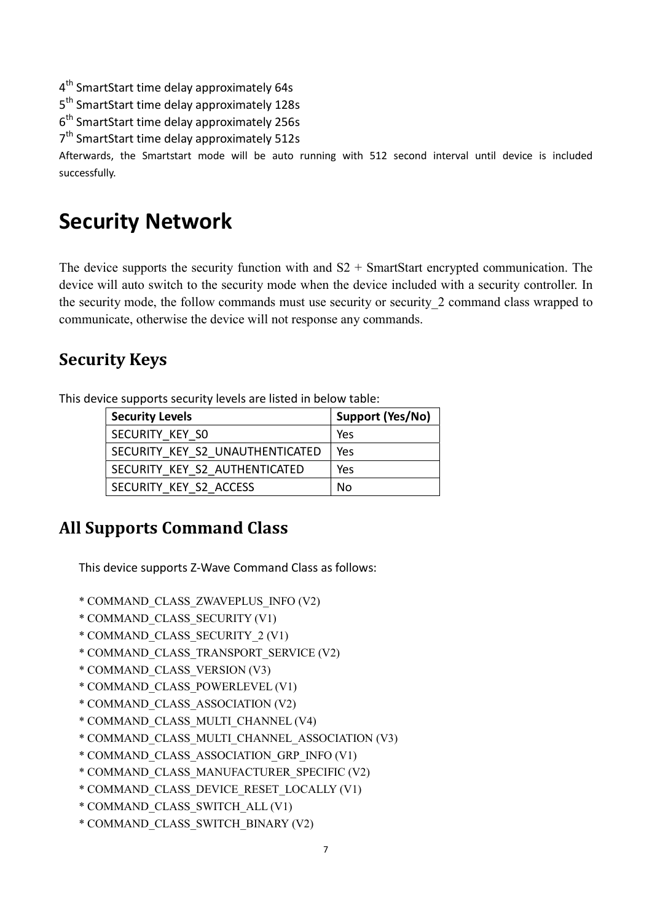4th SmartStart time delay approximately 64s

5th SmartStart time delay approximately 128s

6th SmartStart time delay approximately 256s

7th SmartStart time delay approximately 512s

Afterwards, the Smartstart mode will be auto running with 512 second interval until device is included successfully.

# Security Network

The device supports the security function with and S2 + SmartStart encrypted communication. The device will auto switch to the security mode when the device included with a security controller. In the security mode, the follow commands must use security or security_2 command class wrapped to communicate, otherwise the device will not response any commands.

## Security Keys

This device supports security levels are listed in below table:

| Security Levels | Support (Yes/No) |
|---|---|
| SECURITY_KEY_S0 | Yes |
| SECURITY_KEY_S2_UNAUTHENTICATED | Yes |
| SECURITY_KEY_S2_AUTHENTICATED | Yes |
| SECURITY_KEY_S2_ACCESS | No |

## All Supports Command Class

This device supports Z-Wave Command Class as follows:

* COMMAND_CLASS_ZWAVEPLUS_INFO (V2)
* COMMAND_CLASS_SECURITY (V1)
* COMMAND_CLASS_SECURITY_2 (V1)
* COMMAND_CLASS_TRANSPORT_SERVICE (V2)
* COMMAND_CLASS_VERSION (V3)
* COMMAND_CLASS_POWERLEVEL (V1)
* COMMAND_CLASS_ASSOCIATION (V2)
* COMMAND_CLASS_MULTI_CHANNEL (V4)
* COMMAND_CLASS_MULTI_CHANNEL_ASSOCIATION (V3)
* COMMAND_CLASS_ASSOCIATION_GRP_INFO (V1)
* COMMAND_CLASS_MANUFACTURER_SPECIFIC (V2)
* COMMAND_CLASS_DEVICE_RESET_LOCALLY (V1)
* COMMAND_CLASS_SWITCH_ALL (V1)
* COMMAND_CLASS_SWITCH_BINARY (V2)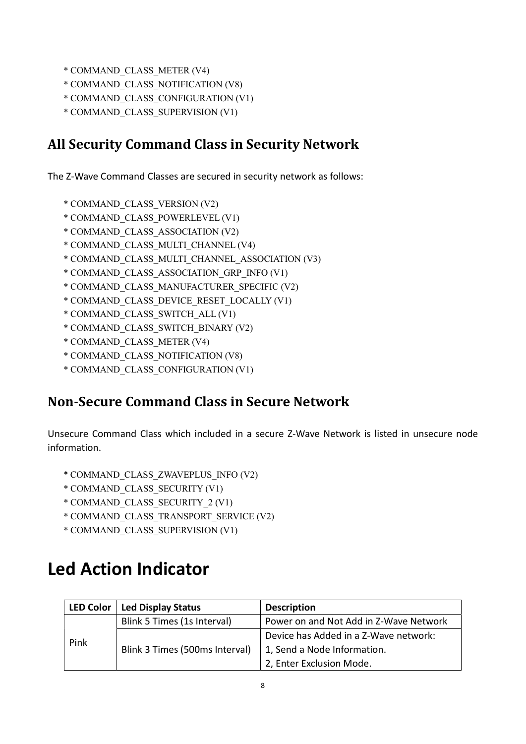* COMMAND_CLASS_METER (V4)
* COMMAND_CLASS_NOTIFICATION (V8)
* COMMAND_CLASS_CONFIGURATION (V1)
* COMMAND_CLASS_SUPERVISION (V1)

## All Security Command Class in Security Network

The Z-Wave Command Classes are secured in security network as follows:

* COMMAND_CLASS_VERSION (V2)
* COMMAND_CLASS_POWERLEVEL (V1)
* COMMAND_CLASS_ASSOCIATION (V2)
* COMMAND_CLASS_MULTI_CHANNEL (V4)
* COMMAND_CLASS_MULTI_CHANNEL_ASSOCIATION (V3)
* COMMAND_CLASS_ASSOCIATION_GRP_INFO (V1)
* COMMAND_CLASS_MANUFACTURER_SPECIFIC (V2)
* COMMAND_CLASS_DEVICE_RESET_LOCALLY (V1)
* COMMAND_CLASS_SWITCH_ALL (V1)
* COMMAND_CLASS_SWITCH_BINARY (V2)
* COMMAND_CLASS_METER (V4)
* COMMAND_CLASS_NOTIFICATION (V8)
* COMMAND_CLASS_CONFIGURATION (V1)

## Non-Secure Command Class in Secure Network

Unsecure Command Class which included in a secure Z-Wave Network is listed in unsecure node information.

* COMMAND_CLASS_ZWAVEPLUS_INFO (V2)
* COMMAND_CLASS_SECURITY (V1)
* COMMAND_CLASS_SECURITY_2 (V1)
* COMMAND_CLASS_TRANSPORT_SERVICE (V2)
* COMMAND_CLASS_SUPERVISION (V1)

# Led Action Indicator

| LED Color | Led Display Status | Description |
|---|---|---|
| Pink | Blink 5 Times (1s Interval) | Power on and Not Add in Z-Wave Network |
| | Blink 3 Times (500ms Interval) | Device has Added in a Z-Wave network:<br>1, Send a Node Information.<br>2, Enter Exclusion Mode. |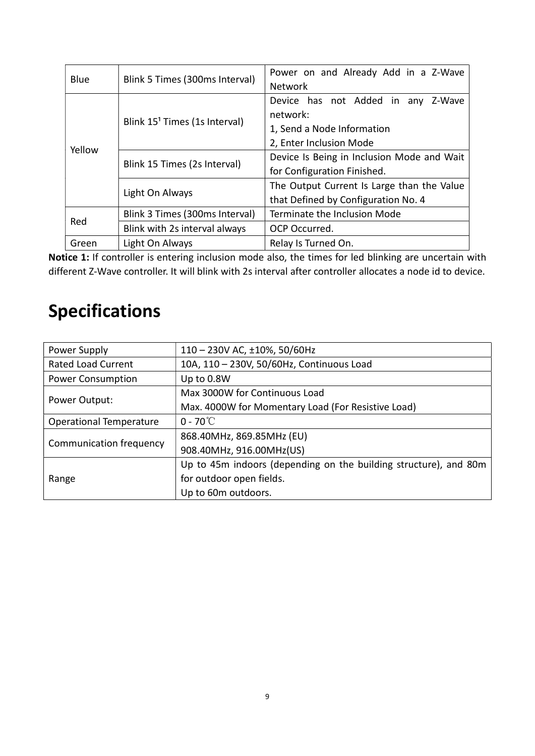| | | |
|---|---|---|
| Blue | Blink 5 Times (300ms Interval) | Power on and Already Add in a Z-Wave Network |
| Yellow | Blink 15[1] Times (1s Interval) | Device has not Added in any Z-Wave network:<br>1, Send a Node Information<br>2, Enter Inclusion Mode |
| | Blink 15 Times (2s Interval) | Device Is Being in Inclusion Mode and Wait for Configuration Finished. |
| | Light On Always | The Output Current Is Large than the Value that Defined by Configuration No. 4 |
| Red | Blink 3 Times (300ms Interval) | Terminate the Inclusion Mode |
| | Blink with 2s interval always | OCP Occurred. |
| Green | Light On Always | Relay Is Turned On. |

**Notice 1:** If controller is entering inclusion mode also, the times for led blinking are uncertain with different Z-Wave controller. It will blink with 2s interval after controller allocates a node id to device.

# Specifications

| | |
|---|---|
| Power Supply | 110 – 230V AC, ±10%, 50/60Hz |
| Rated Load Current | 10A, 110 – 230V, 50/60Hz, Continuous Load |
| Power Consumption | Up to 0.8W |
| Power Output: | Max 3000W for Continuous Load<br>Max. 4000W for Momentary Load (For Resistive Load) |
| Operational Temperature | 0 - 70℃ |
| Communication frequency | 868.40MHz, 869.85MHz (EU)<br>908.40MHz, 916.00MHz(US) |
| Range | Up to 45m indoors (depending on the building structure), and 80m for outdoor open fields.<br>Up to 60m outdoors. |